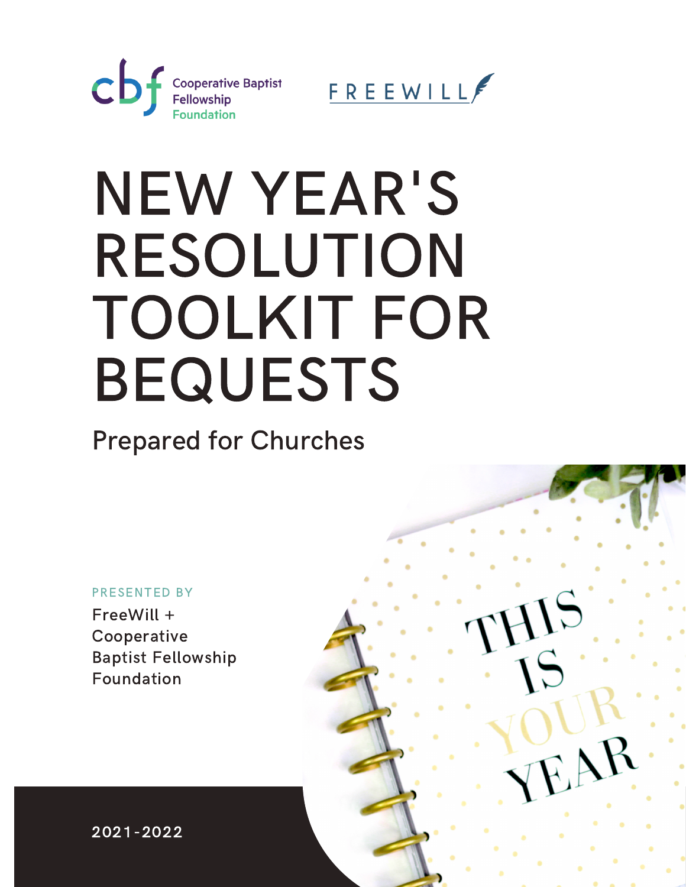Cooperative Baptist Fellowship Foundation

FREEWILL

# NEW YEAR'S RESOLUTION TOOLKIT FOR BEQUESTS

Prepared for Churches

PRESENTED BY

FreeWill + Cooperative Baptist Fellowship Foundation

2021-2022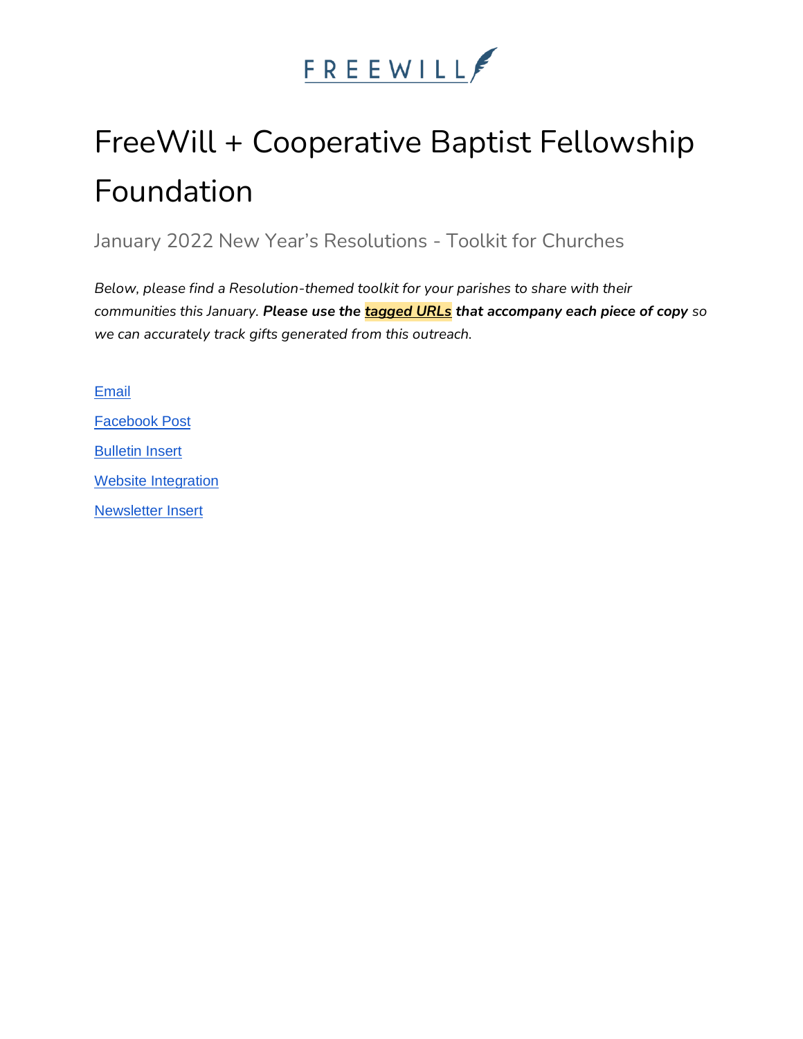FREEWILL

# FreeWill + Cooperative Baptist Fellowship Foundation

## January 2022 New Year's Resolutions - Toolkit for Churches

*Below, please find a Resolution-themed toolkit for your parishes to share with their communities this January.* ***Please use the tagged URLs that accompany each piece of copy*** *so we can accurately track gifts generated from this outreach.*

Email

Facebook Post

Bulletin Insert

Website Integration

Newsletter Insert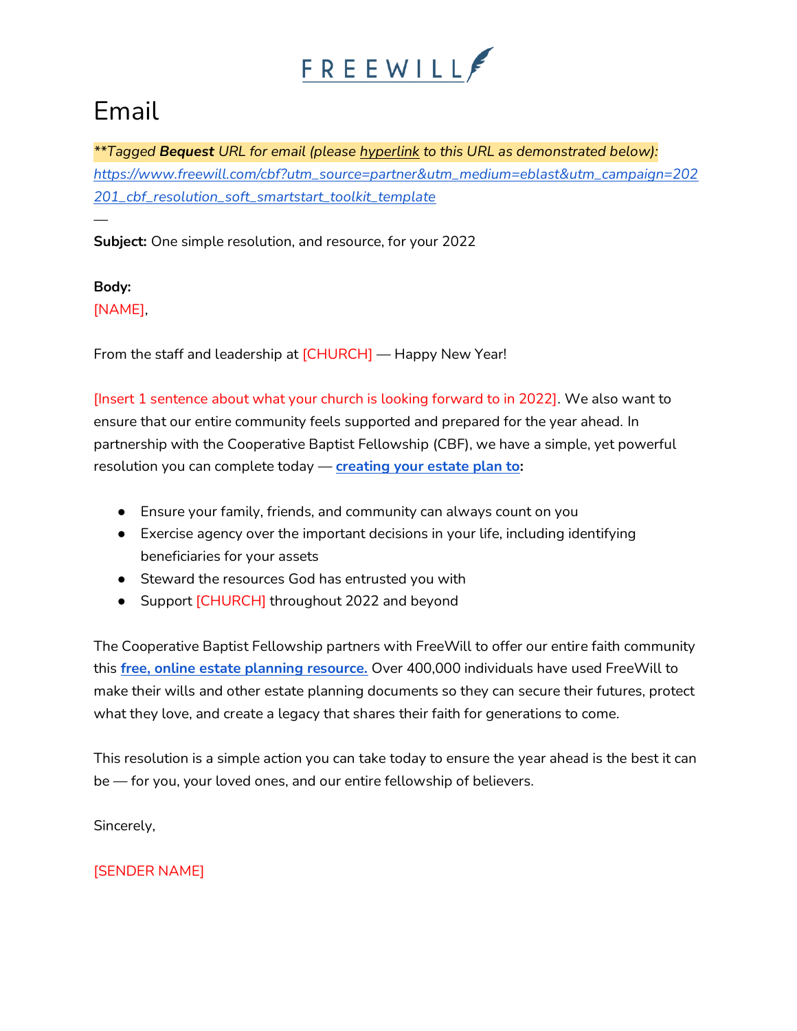FREEWILL

# Email

*\*\*Tagged **Bequest** URL for email (please hyperlink to this URL as demonstrated below):*
*https://www.freewill.com/cbf?utm_source=partner&utm_medium=eblast&utm_campaign=202201_cbf_resolution_soft_smartstart_toolkit_template*

—

**Subject:** One simple resolution, and resource, for your 2022

**Body:**
[NAME],

From the staff and leadership at [CHURCH] — Happy New Year!

[Insert 1 sentence about what your church is looking forward to in 2022]. We also want to ensure that our entire community feels supported and prepared for the year ahead. In partnership with the Cooperative Baptist Fellowship (CBF), we have a simple, yet powerful resolution you can complete today — **creating your estate plan to:**

- Ensure your family, friends, and community can always count on you
- Exercise agency over the important decisions in your life, including identifying beneficiaries for your assets
- Steward the resources God has entrusted you with
- Support [CHURCH] throughout 2022 and beyond

The Cooperative Baptist Fellowship partners with FreeWill to offer our entire faith community this **free, online estate planning resource.** Over 400,000 individuals have used FreeWill to make their wills and other estate planning documents so they can secure their futures, protect what they love, and create a legacy that shares their faith for generations to come.

This resolution is a simple action you can take today to ensure the year ahead is the best it can be — for you, your loved ones, and our entire fellowship of believers.

Sincerely,

[SENDER NAME]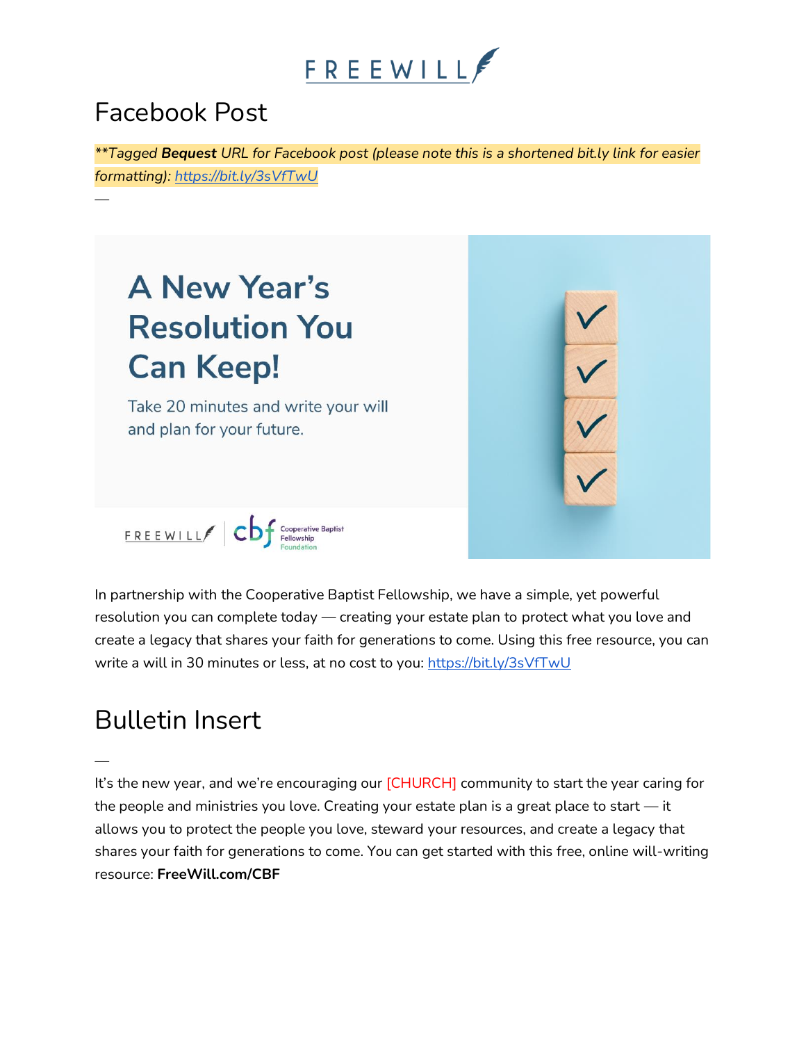# Facebook Post

***\*Tagged **Bequest** URL for Facebook post (please note this is a shortened bit.ly link for easier formatting): https://bit.ly/3sVfTwU*

—

A New Year's Resolution You Can Keep!

Take 20 minutes and write your will and plan for your future.

In partnership with the Cooperative Baptist Fellowship, we have a simple, yet powerful resolution you can complete today — creating your estate plan to protect what you love and create a legacy that shares your faith for generations to come. Using this free resource, you can write a will in 30 minutes or less, at no cost to you: https://bit.ly/3sVfTwU

# Bulletin Insert

—

It's the new year, and we're encouraging our [CHURCH] community to start the year caring for the people and ministries you love. Creating your estate plan is a great place to start — it allows you to protect the people you love, steward your resources, and create a legacy that shares your faith for generations to come. You can get started with this free, online will-writing resource: **FreeWill.com/CBF**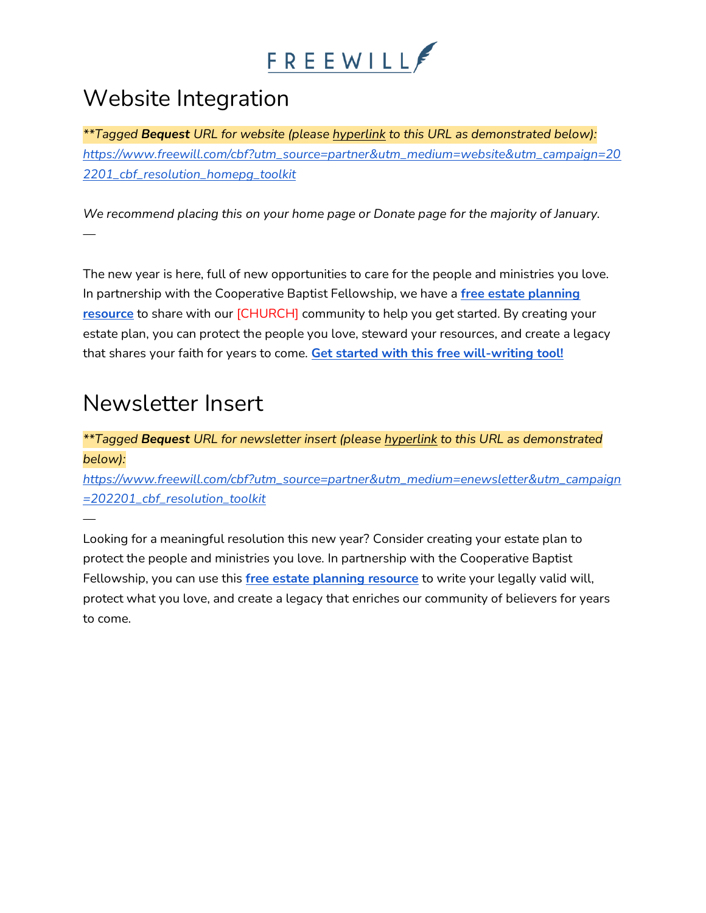FREEWILL

# Website Integration

*\*\*Tagged **Bequest** URL for website (please hyperlink to this URL as demonstrated below):*
*https://www.freewill.com/cbf?utm_source=partner&utm_medium=website&utm_campaign=202201_cbf_resolution_homepg_toolkit*

*We recommend placing this on your home page or Donate page for the majority of January.*

—

The new year is here, full of new opportunities to care for the people and ministries you love. In partnership with the Cooperative Baptist Fellowship, we have a **free estate planning resource** to share with our [CHURCH] community to help you get started. By creating your estate plan, you can protect the people you love, steward your resources, and create a legacy that shares your faith for years to come. **Get started with this free will-writing tool!**

# Newsletter Insert

*\*\*Tagged **Bequest** URL for newsletter insert (please hyperlink to this URL as demonstrated below):*
*https://www.freewill.com/cbf?utm_source=partner&utm_medium=enewsletter&utm_campaign=202201_cbf_resolution_toolkit*

—

Looking for a meaningful resolution this new year? Consider creating your estate plan to protect the people and ministries you love. In partnership with the Cooperative Baptist Fellowship, you can use this **free estate planning resource** to write your legally valid will, protect what you love, and create a legacy that enriches our community of believers for years to come.